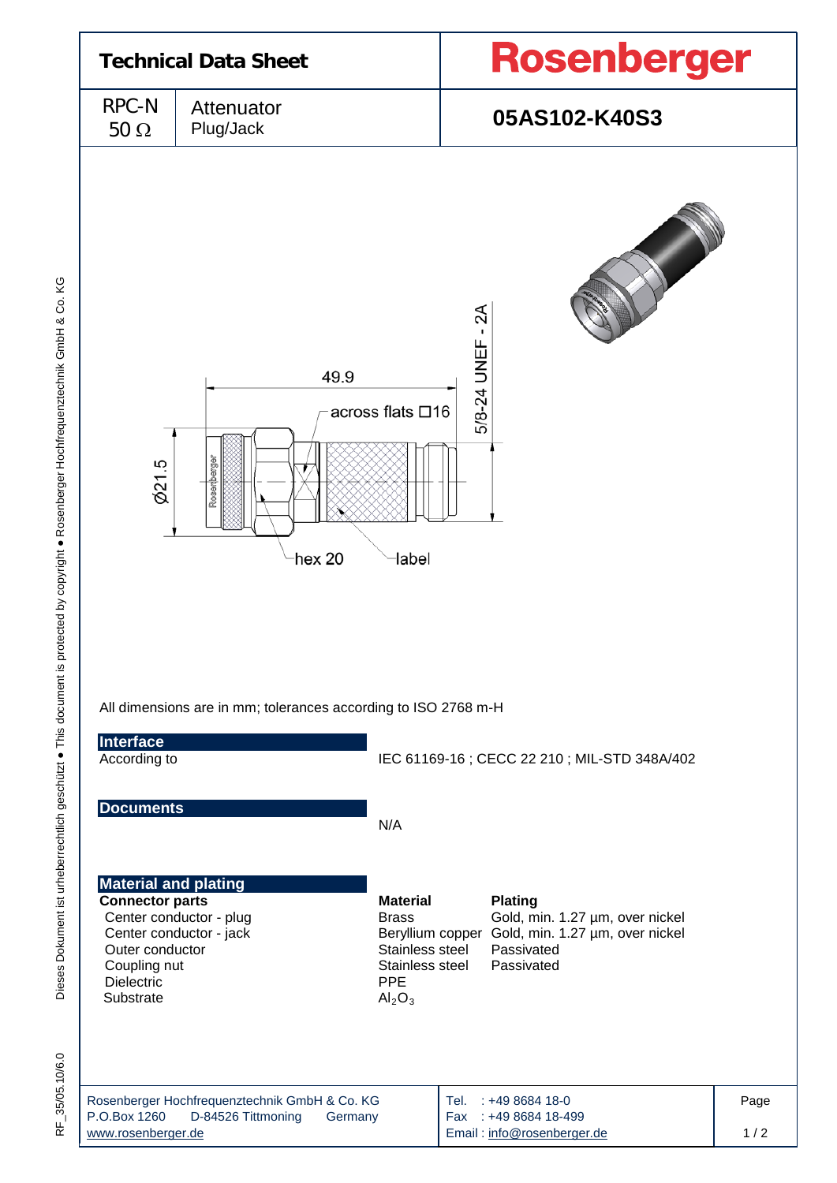# Technical Data Sheet

**Rosenberger**

| RPC-N 50 Ω | Attenuator Plug/Jack | **05AS102-K40S3** |
|---|---|---|

49.9

across flats □16

5/8-24 UNEF - 2A

Ø21.5

hex 20

label

All dimensions are in mm; tolerances according to ISO 2768 m-H

## Interface

| | |
|---|---|
| According to | IEC 61169-16 ; CECC 22 210 ; MIL-STD 348A/402 |

## Documents

N/A

## Material and plating

| Connector parts | Material | Plating |
|---|---|---|
| Center conductor - plug | Brass | Gold, min. 1.27 µm, over nickel |
| Center conductor - jack | Beryllium copper | Gold, min. 1.27 µm, over nickel |
| Outer conductor | Stainless steel | Passivated |
| Coupling nut | Stainless steel | Passivated |
| Dielectric | PPE | |
| Substrate | $Al_2O_3$ | |

Rosenberger Hochfrequenztechnik GmbH & Co. KG
P.O.Box 1260 D-84526 Tittmoning Germany
www.rosenberger.de

Tel. : +49 8684 18-0
Fax : +49 8684 18-499
Email : info@rosenberger.de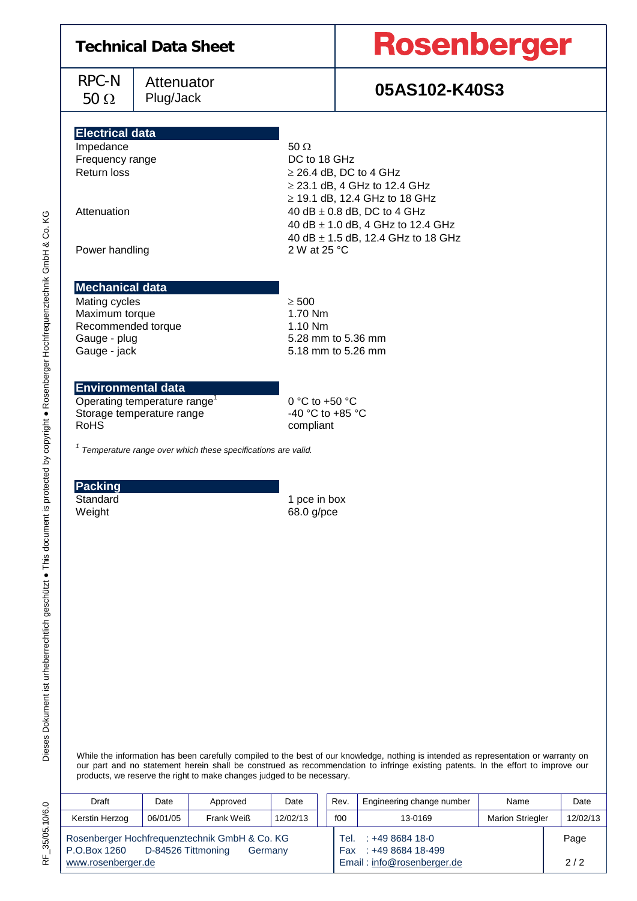# Technical Data Sheet

**Rosenberger**

| | | |
|---|---|---|
| RPC-N 50 Ω | Attenuator Plug/Jack | **05AS102-K40S3** |

## Electrical data

| | |
|---|---|
| Impedance | 50 Ω |
| Frequency range | DC to 18 GHz |
| Return loss | ≥ 26.4 dB, DC to 4 GHz<br>≥ 23.1 dB, 4 GHz to 12.4 GHz<br>≥ 19.1 dB, 12.4 GHz to 18 GHz |
| Attenuation | 40 dB ± 0.8 dB, DC to 4 GHz<br>40 dB ± 1.0 dB, 4 GHz to 12.4 GHz<br>40 dB ± 1.5 dB, 12.4 GHz to 18 GHz |
| Power handling | 2 W at 25 °C |

## Mechanical data

| | |
|---|---|
| Mating cycles | ≥ 500 |
| Maximum torque | 1.70 Nm |
| Recommended torque | 1.10 Nm |
| Gauge - plug | 5.28 mm to 5.36 mm |
| Gauge - jack | 5.18 mm to 5.26 mm |

## Environmental data

| | |
|---|---|
| Operating temperature range[1] | 0 °C to +50 °C |
| Storage temperature range | -40 °C to +85 °C |
| RoHS | compliant |

*[1] Temperature range over which these specifications are valid.*

## Packing

| | |
|---|---|
| Standard | 1 pce in box |
| Weight | 68.0 g/pce |

While the information has been carefully compiled to the best of our knowledge, nothing is intended as representation or warranty on our part and no statement herein shall be construed as recommendation to infringe existing patents. In the effort to improve our products, we reserve the right to make changes judged to be necessary.

| Draft | Date | Approved | Date | Rev. | Engineering change number | Name | Date |
|---|---|---|---|---|---|---|---|
| Kerstin Herzog | 06/01/05 | Frank Weiß | 12/02/13 | f00 | 13-0169 | Marion Striegler | 12/02/13 |

Rosenberger Hochfrequenztechnik GmbH & Co. KG
P.O.Box 1260 D-84526 Tittmoning Germany
www.rosenberger.de

Tel. : +49 8684 18-0
Fax : +49 8684 18-499
Email : info@rosenberger.de

Dieses Dokument ist urheberrechtlich geschützt ● This document is protected by copyright ● Rosenberger Hochfrequenztechnik GmbH & Co. KG

RF_35/05.10/6.0